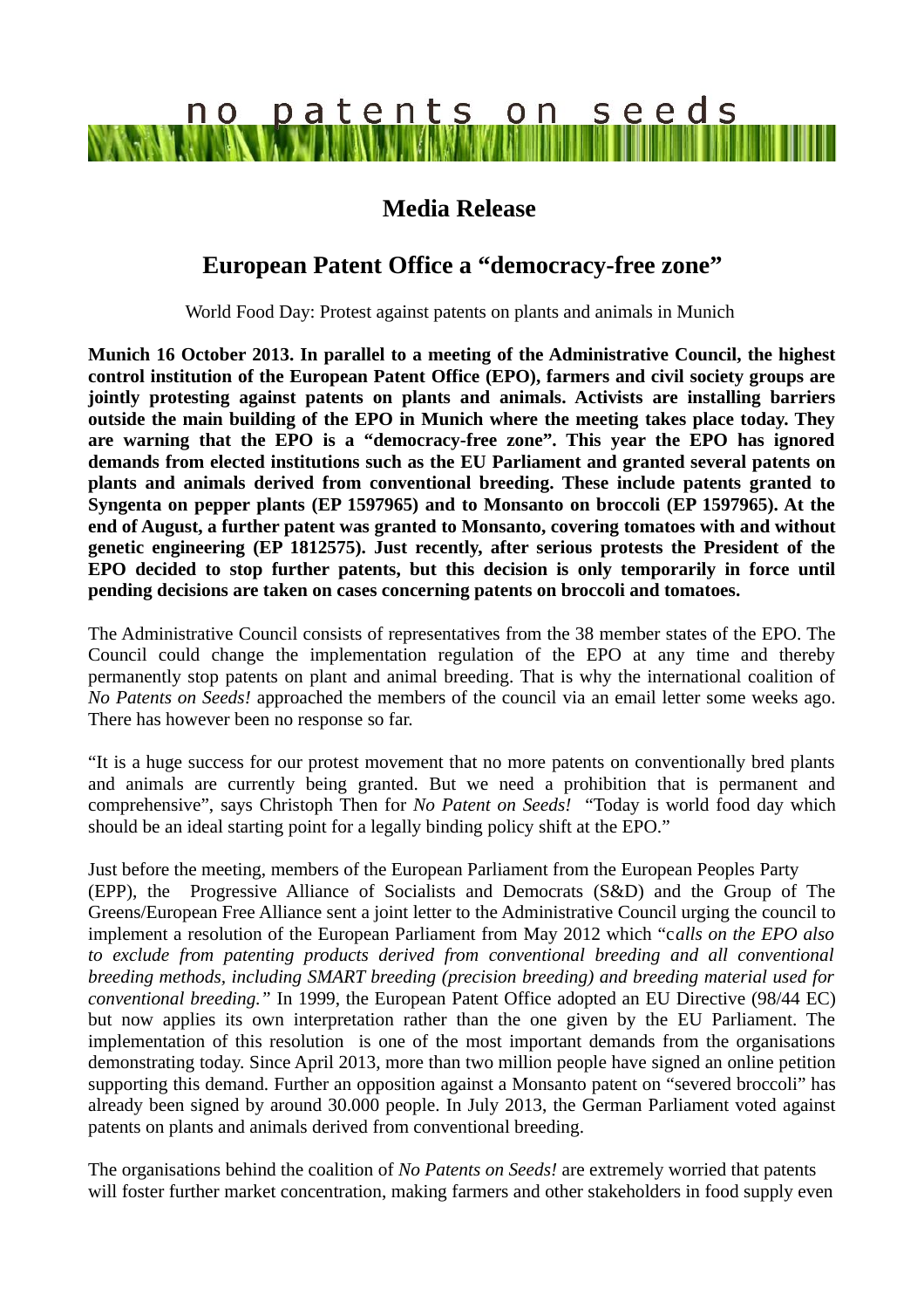no patents on seeds

## Media Release

# European Patent Office a "democracy-free zone"

World Food Day: Protest against patents on plants and animals in Munich

**Munich 16 October 2013. In parallel to a meeting of the Administrative Council, the highest control institution of the European Patent Office (EPO), farmers and civil society groups are jointly protesting against patents on plants and animals. Activists are installing barriers outside the main building of the EPO in Munich where the meeting takes place today. They are warning that the EPO is a "democracy-free zone". This year the EPO has ignored demands from elected institutions such as the EU Parliament and granted several patents on plants and animals derived from conventional breeding. These include patents granted to Syngenta on pepper plants (EP 1597965) and to Monsanto on broccoli (EP 1597965). At the end of August, a further patent was granted to Monsanto, covering tomatoes with and without genetic engineering (EP 1812575). Just recently, after serious protests the President of the EPO decided to stop further patents, but this decision is only temporarily in force until pending decisions are taken on cases concerning patents on broccoli and tomatoes.**

The Administrative Council consists of representatives from the 38 member states of the EPO. The Council could change the implementation regulation of the EPO at any time and thereby permanently stop patents on plant and animal breeding. That is why the international coalition of *No Patents on Seeds!* approached the members of the council via an email letter some weeks ago. There has however been no response so far.

"It is a huge success for our protest movement that no more patents on conventionally bred plants and animals are currently being granted. But we need a prohibition that is permanent and comprehensive", says Christoph Then for *No Patent on Seeds!* "Today is world food day which should be an ideal starting point for a legally binding policy shift at the EPO."

Just before the meeting, members of the European Parliament from the European Peoples Party (EPP), the Progressive Alliance of Socialists and Democrats (S&D) and the Group of The Greens/European Free Alliance sent a joint letter to the Administrative Council urging the council to implement a resolution of the European Parliament from May 2012 which "c*alls on the EPO also to exclude from patenting products derived from conventional breeding and all conventional breeding methods, including SMART breeding (precision breeding) and breeding material used for conventional breeding."* In 1999, the European Patent Office adopted an EU Directive (98/44 EC) but now applies its own interpretation rather than the one given by the EU Parliament. The implementation of this resolution is one of the most important demands from the organisations demonstrating today. Since April 2013, more than two million people have signed an online petition supporting this demand. Further an opposition against a Monsanto patent on "severed broccoli" has already been signed by around 30.000 people. In July 2013, the German Parliament voted against patents on plants and animals derived from conventional breeding.

The organisations behind the coalition of *No Patents on Seeds!* are extremely worried that patents will foster further market concentration, making farmers and other stakeholders in food supply even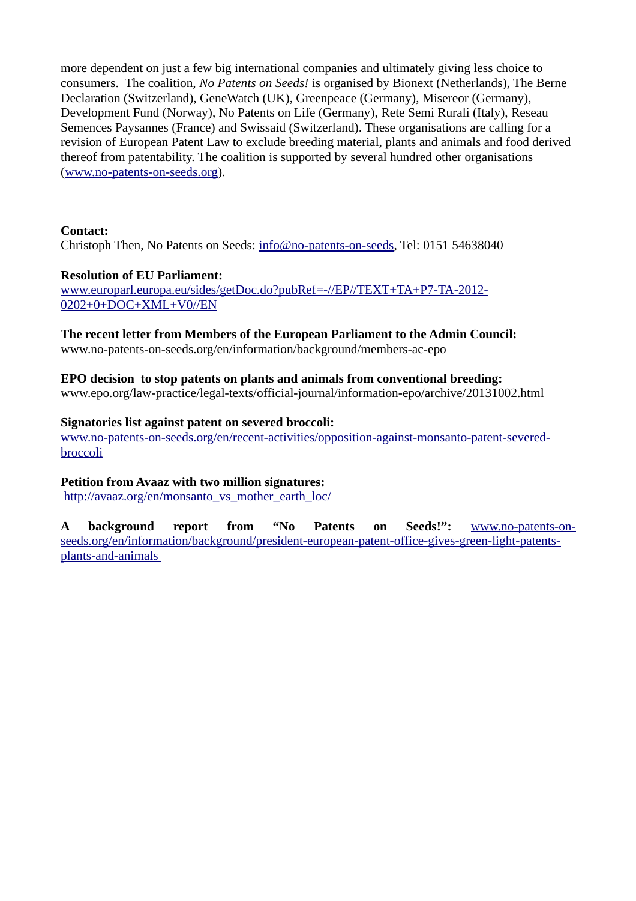more dependent on just a few big international companies and ultimately giving less choice to consumers. The coalition, *No Patents on Seeds!* is organised by Bionext (Netherlands), The Berne Declaration (Switzerland), GeneWatch (UK), Greenpeace (Germany), Misereor (Germany), Development Fund (Norway), No Patents on Life (Germany), Rete Semi Rurali (Italy), Reseau Semences Paysannes (France) and Swissaid (Switzerland). These organisations are calling for a revision of European Patent Law to exclude breeding material, plants and animals and food derived thereof from patentability. The coalition is supported by several hundred other organisations (www.no-patents-on-seeds.org).

**Contact:**
Christoph Then, No Patents on Seeds: info@no-patents-on-seeds, Tel: 0151 54638040

**Resolution of EU Parliament:**
www.europarl.europa.eu/sides/getDoc.do?pubRef=-//EP//TEXT+TA+P7-TA-2012-0202+0+DOC+XML+V0//EN

**The recent letter from Members of the European Parliament to the Admin Council:**
www.no-patents-on-seeds.org/en/information/background/members-ac-epo

**EPO decision to stop patents on plants and animals from conventional breeding:**
www.epo.org/law-practice/legal-texts/official-journal/information-epo/archive/20131002.html

**Signatories list against patent on severed broccoli:**
www.no-patents-on-seeds.org/en/recent-activities/opposition-against-monsanto-patent-severed-broccoli

**Petition from Avaaz with two million signatures:**
http://avaaz.org/en/monsanto_vs_mother_earth_loc/

**A background report from "No Patents on Seeds!":** www.no-patents-on-seeds.org/en/information/background/president-european-patent-office-gives-green-light-patents-plants-and-animals